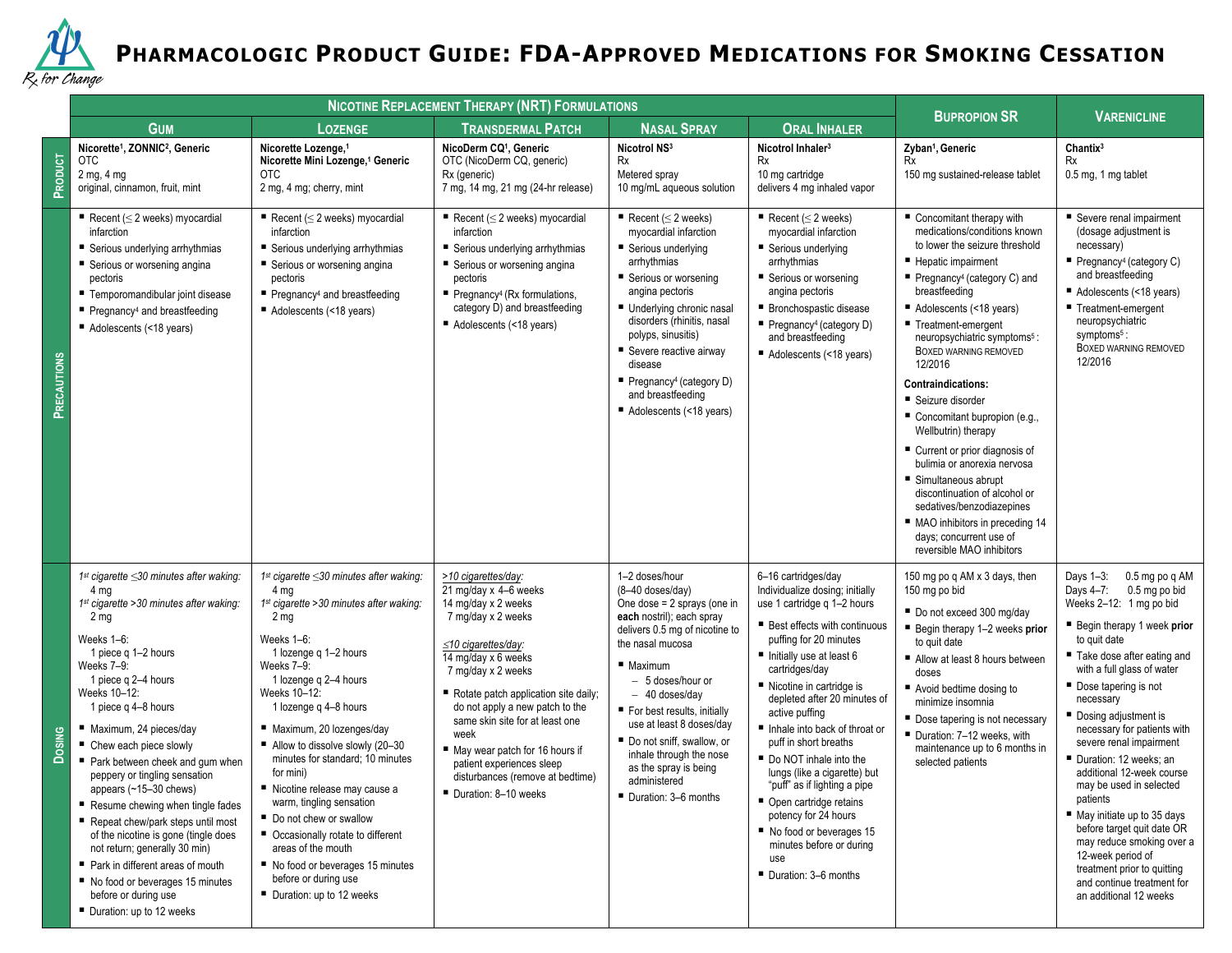# Pharmacologic Product Guide: FDA-Approved Medications for Smoking Cessation

| | Nicotine Replacement Therapy (NRT) Formulations | | | | | Bupropion SR | Varenicline |
|---|---|---|---|---|---|---|---|
| | **Gum** | **Lozenge** | **Transdermal Patch** | **Nasal Spray** | **Oral Inhaler** | | |
| **Product** | **Nicorette[1], ZONNIC[2], Generic**<br>OTC<br>2 mg, 4 mg<br>original, cinnamon, fruit, mint | **Nicorette Lozenge,[1]**<br>**Nicorette Mini Lozenge,[1] Generic**<br>OTC<br>2 mg, 4 mg; cherry, mint | **NicoDerm CQ[1], Generic**<br>OTC (NicoDerm CQ, generic)<br>Rx (generic)<br>7 mg, 14 mg, 21 mg (24-hr release) | **Nicotrol NS[3]**<br>Rx<br>Metered spray<br>10 mg/mL aqueous solution | **Nicotrol Inhaler[3]**<br>Rx<br>10 mg cartridge<br>delivers 4 mg inhaled vapor | **Zyban[1], Generic**<br>Rx<br>150 mg sustained-release tablet | **Chantix[3]**<br>Rx<br>0.5 mg, 1 mg tablet |
| **Precautions** | ■ Recent (≤ 2 weeks) myocardial infarction<br>■ Serious underlying arrhythmias<br>■ Serious or worsening angina pectoris<br>■ Temporomandibular joint disease<br>■ Pregnancy[4] and breastfeeding<br>■ Adolescents (<18 years) | ■ Recent (≤ 2 weeks) myocardial infarction<br>■ Serious underlying arrhythmias<br>■ Serious or worsening angina pectoris<br>■ Pregnancy[4] and breastfeeding<br>■ Adolescents (<18 years) | ■ Recent (≤ 2 weeks) myocardial infarction<br>■ Serious underlying arrhythmias<br>■ Serious or worsening angina pectoris<br>■ Pregnancy[4] (Rx formulations, category D) and breastfeeding<br>■ Adolescents (<18 years) | ■ Recent (≤ 2 weeks) myocardial infarction<br>■ Serious underlying arrhythmias<br>■ Serious or worsening angina pectoris<br>■ Underlying chronic nasal disorders (rhinitis, nasal polyps, sinusitis)<br>■ Severe reactive airway disease<br>■ Pregnancy[4] (category D) and breastfeeding<br>■ Adolescents (<18 years) | ■ Recent (≤ 2 weeks) myocardial infarction<br>■ Serious underlying arrhythmias<br>■ Serious or worsening angina pectoris<br>■ Bronchospastic disease<br>■ Pregnancy[4] (category D) and breastfeeding<br>■ Adolescents (<18 years) | ■ Concomitant therapy with medications/conditions known to lower the seizure threshold<br>■ Hepatic impairment<br>■ Pregnancy[4] (category C) and breastfeeding<br>■ Adolescents (<18 years)<br>■ Treatment-emergent neuropsychiatric symptoms[5]: BOXED WARNING REMOVED 12/2016<br>**Contraindications:**<br>■ Seizure disorder<br>■ Concomitant bupropion (e.g., Wellbutrin) therapy<br>■ Current or prior diagnosis of bulimia or anorexia nervosa<br>■ Simultaneous abrupt discontinuation of alcohol or sedatives/benzodiazepines<br>■ MAO inhibitors in preceding 14 days; concurrent use of reversible MAO inhibitors | ■ Severe renal impairment (dosage adjustment is necessary)<br>■ Pregnancy[4] (category C) and breastfeeding<br>■ Adolescents (<18 years)<br>■ Treatment-emergent neuropsychiatric symptoms[5]: BOXED WARNING REMOVED 12/2016 |
| **Dosing** | *1st cigarette ≤30 minutes after waking:* 4 mg<br>*1st cigarette >30 minutes after waking:* 2 mg<br><br>Weeks 1–6: 1 piece q 1–2 hours<br>Weeks 7–9: 1 piece q 2–4 hours<br>Weeks 10–12: 1 piece q 4–8 hours<br>■ Maximum, 24 pieces/day<br>■ Chew each piece slowly<br>■ Park between cheek and gum when peppery or tingling sensation appears (~15–30 chews)<br>■ Resume chewing when tingle fades<br>■ Repeat chew/park steps until most of the nicotine is gone (tingle does not return; generally 30 min)<br>■ Park in different areas of mouth<br>■ No food or beverages 15 minutes before or during use<br>■ Duration: up to 12 weeks | *1st cigarette ≤30 minutes after waking:* 4 mg<br>*1st cigarette >30 minutes after waking:* 2 mg<br><br>Weeks 1–6: 1 lozenge q 1–2 hours<br>Weeks 7–9: 1 lozenge q 2–4 hours<br>Weeks 10–12: 1 lozenge q 4–8 hours<br>■ Maximum, 20 lozenges/day<br>■ Allow to dissolve slowly (20–30 minutes for standard; 10 minutes for mini)<br>■ Nicotine release may cause a warm, tingling sensation<br>■ Do not chew or swallow<br>■ Occasionally rotate to different areas of the mouth<br>■ No food or beverages 15 minutes before or during use<br>■ Duration: up to 12 weeks | *>10 cigarettes/day:*<br>21 mg/day x 4–6 weeks<br>14 mg/day x 2 weeks<br>7 mg/day x 2 weeks<br><br>*≤10 cigarettes/day:*<br>14 mg/day x 6 weeks<br>7 mg/day x 2 weeks<br>■ Rotate patch application site daily; do not apply a new patch to the same skin site for at least one week<br>■ May wear patch for 16 hours if patient experiences sleep disturbances (remove at bedtime)<br>■ Duration: 8–10 weeks | 1–2 doses/hour (8–40 doses/day)<br>One dose = 2 sprays (one in **each** nostril); each spray delivers 0.5 mg of nicotine to the nasal mucosa<br>■ Maximum<br>– 5 doses/hour or<br>– 40 doses/day<br>■ For best results, initially use at least 8 doses/day<br>■ Do not sniff, swallow, or inhale through the nose as the spray is being administered<br>■ Duration: 3–6 months | 6–16 cartridges/day<br>Individualize dosing; initially use 1 cartridge q 1–2 hours<br>■ Best effects with continuous puffing for 20 minutes<br>■ Initially use at least 6 cartridges/day<br>■ Nicotine in cartridge is depleted after 20 minutes of active puffing<br>■ Inhale into back of throat or puff in short breaths<br>■ Do NOT inhale into the lungs (like a cigarette) but "puff" as if lighting a pipe<br>■ Open cartridge retains potency for 24 hours<br>■ No food or beverages 15 minutes before or during use<br>■ Duration: 3–6 months | 150 mg po q AM x 3 days, then 150 mg po bid<br>■ Do not exceed 300 mg/day<br>■ Begin therapy 1–2 weeks **prior** to quit date<br>■ Allow at least 8 hours between doses<br>■ Avoid bedtime dosing to minimize insomnia<br>■ Dose tapering is not necessary<br>■ Duration: 7–12 weeks, with maintenance up to 6 months in selected patients | Days 1–3: 0.5 mg po q AM<br>Days 4–7: 0.5 mg po bid<br>Weeks 2–12: 1 mg po bid<br>■ Begin therapy 1 week **prior** to quit date<br>■ Take dose after eating and with a full glass of water<br>■ Dose tapering is not necessary<br>■ Dosing adjustment is necessary for patients with severe renal impairment<br>■ Duration: 12 weeks; an additional 12-week course may be used in selected patients<br>■ May initiate up to 35 days before target quit date OR may reduce smoking over a 12-week period of treatment prior to quitting and continue treatment for an additional 12 weeks |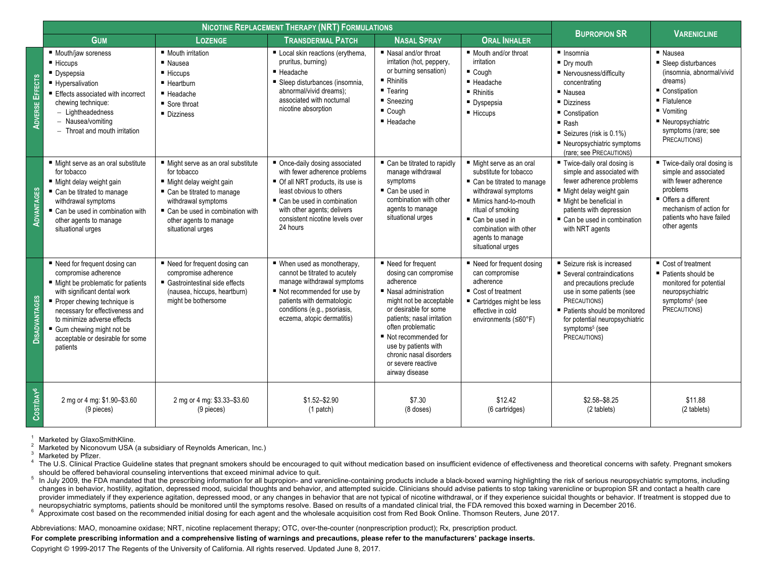| | Nicotine Replacement Therapy (NRT) Formulations | | | | | Bupropion SR | Varenicline |
|---|---|---|---|---|---|---|---|
| | Gum | Lozenge | Transdermal Patch | Nasal Spray | Oral Inhaler | | |
| Adverse Effects | ▪ Mouth/jaw soreness<br>▪ Hiccups<br>▪ Dyspepsia<br>▪ Hypersalivation<br>▪ Effects associated with incorrect chewing technique:<br>– Lightheadedness<br>– Nausea/vomiting<br>– Throat and mouth irritation | ▪ Mouth irritation<br>▪ Nausea<br>▪ Hiccups<br>▪ Heartburn<br>▪ Headache<br>▪ Sore throat<br>▪ Dizziness | ▪ Local skin reactions (erythema, pruritus, burning)<br>▪ Headache<br>▪ Sleep disturbances (insomnia, abnormal/vivid dreams); associated with nocturnal nicotine absorption | ▪ Nasal and/or throat irritation (hot, peppery, or burning sensation)<br>▪ Rhinitis<br>▪ Tearing<br>▪ Sneezing<br>▪ Cough<br>▪ Headache | ▪ Mouth and/or throat irritation<br>▪ Cough<br>▪ Headache<br>▪ Rhinitis<br>▪ Dyspepsia<br>▪ Hiccups | ▪ Insomnia<br>▪ Dry mouth<br>▪ Nervousness/difficulty concentrating<br>▪ Nausea<br>▪ Dizziness<br>▪ Constipation<br>▪ Rash<br>▪ Seizures (risk is 0.1%)<br>▪ Neuropsychiatric symptoms (rare; see Precautions) | ▪ Nausea<br>▪ Sleep disturbances (insomnia, abnormal/vivid dreams)<br>▪ Constipation<br>▪ Flatulence<br>▪ Vomiting<br>▪ Neuropsychiatric symptoms (rare; see Precautions) |
| Advantages | ▪ Might serve as an oral substitute for tobacco<br>▪ Might delay weight gain<br>▪ Can be titrated to manage withdrawal symptoms<br>▪ Can be used in combination with other agents to manage situational urges | ▪ Might serve as an oral substitute for tobacco<br>▪ Might delay weight gain<br>▪ Can be titrated to manage withdrawal symptoms<br>▪ Can be used in combination with other agents to manage situational urges | ▪ Once-daily dosing associated with fewer adherence problems<br>▪ Of all NRT products, its use is least obvious to others<br>▪ Can be used in combination with other agents; delivers consistent nicotine levels over 24 hours | ▪ Can be titrated to rapidly manage withdrawal symptoms<br>▪ Can be used in combination with other agents to manage situational urges | ▪ Might serve as an oral substitute for tobacco<br>▪ Can be titrated to manage withdrawal symptoms<br>▪ Mimics hand-to-mouth ritual of smoking<br>▪ Can be used in combination with other agents to manage situational urges | ▪ Twice-daily oral dosing is simple and associated with fewer adherence problems<br>▪ Might delay weight gain<br>▪ Might be beneficial in patients with depression<br>▪ Can be used in combination with NRT agents | ▪ Twice-daily oral dosing is simple and associated with fewer adherence problems<br>▪ Offers a different mechanism of action for patients who have failed other agents |
| Disadvantages | ▪ Need for frequent dosing can compromise adherence<br>▪ Might be problematic for patients with significant dental work<br>▪ Proper chewing technique is necessary for effectiveness and to minimize adverse effects<br>▪ Gum chewing might not be acceptable or desirable for some patients | ▪ Need for frequent dosing can compromise adherence<br>▪ Gastrointestinal side effects (nausea, hiccups, heartburn) might be bothersome | ▪ When used as monotherapy, cannot be titrated to acutely manage withdrawal symptoms<br>▪ Not recommended for use by patients with dermatologic conditions (e.g., psoriasis, eczema, atopic dermatitis) | ▪ Need for frequent dosing can compromise adherence<br>▪ Nasal administration might not be acceptable or desirable for some patients; nasal irritation often problematic<br>▪ Not recommended for use by patients with chronic nasal disorders or severe reactive airway disease | ▪ Need for frequent dosing can compromise adherence<br>▪ Cost of treatment<br>▪ Cartridges might be less effective in cold environments (≤60°F) | ▪ Seizure risk is increased<br>▪ Several contraindications and precautions preclude use in some patients (see Precautions)<br>▪ Patients should be monitored for potential neuropsychiatric symptoms[5] (see Precautions) | ▪ Cost of treatment<br>▪ Patients should be monitored for potential neuropsychiatric symptoms[5] (see Precautions) |
| Cost/Day[6] | 2 mg or 4 mg: $1.90–$3.60 (9 pieces) | 2 mg or 4 mg: $3.33–$3.60 (9 pieces) | $1.52–$2.90 (1 patch) | $7.30 (8 doses) | $12.42 (6 cartridges) | $2.58–$8.25 (2 tablets) | $11.88 (2 tablets) |

[1] Marketed by GlaxoSmithKline.
[2] Marketed by Niconovum USA (a subsidiary of Reynolds American, Inc.)
[3] Marketed by Pfizer.
[4] The U.S. Clinical Practice Guideline states that pregnant smokers should be encouraged to quit without medication based on insufficient evidence of effectiveness and theoretical concerns with safety. Pregnant smokers should be offered behavioral counseling interventions that exceed minimal advice to quit.
[5] In July 2009, the FDA mandated that the prescribing information for all bupropion- and varenicline-containing products include a black-boxed warning highlighting the risk of serious neuropsychiatric symptoms, including changes in behavior, hostility, agitation, depressed mood, suicidal thoughts and behavior, and attempted suicide. Clinicians should advise patients to stop taking varenicline or bupropion SR and contact a health care provider immediately if they experience agitation, depressed mood, or any changes in behavior that are not typical of nicotine withdrawal, or if they experience suicidal thoughts or behavior. If treatment is stopped due to neuropsychiatric symptoms, patients should be monitored until the symptoms resolve. Based on results of a mandated clinical trial, the FDA removed this boxed warning in December 2016.
[6] Approximate cost based on the recommended initial dosing for each agent and the wholesale acquisition cost from Red Book Online. Thomson Reuters, June 2017.

Abbreviations: MAO, monoamine oxidase; NRT, nicotine replacement therapy; OTC, over-the-counter (nonprescription product); Rx, prescription product.

**For complete prescribing information and a comprehensive listing of warnings and precautions, please refer to the manufacturers' package inserts.**

Copyright © 1999-2017 The Regents of the University of California. All rights reserved. Updated June 8, 2017.